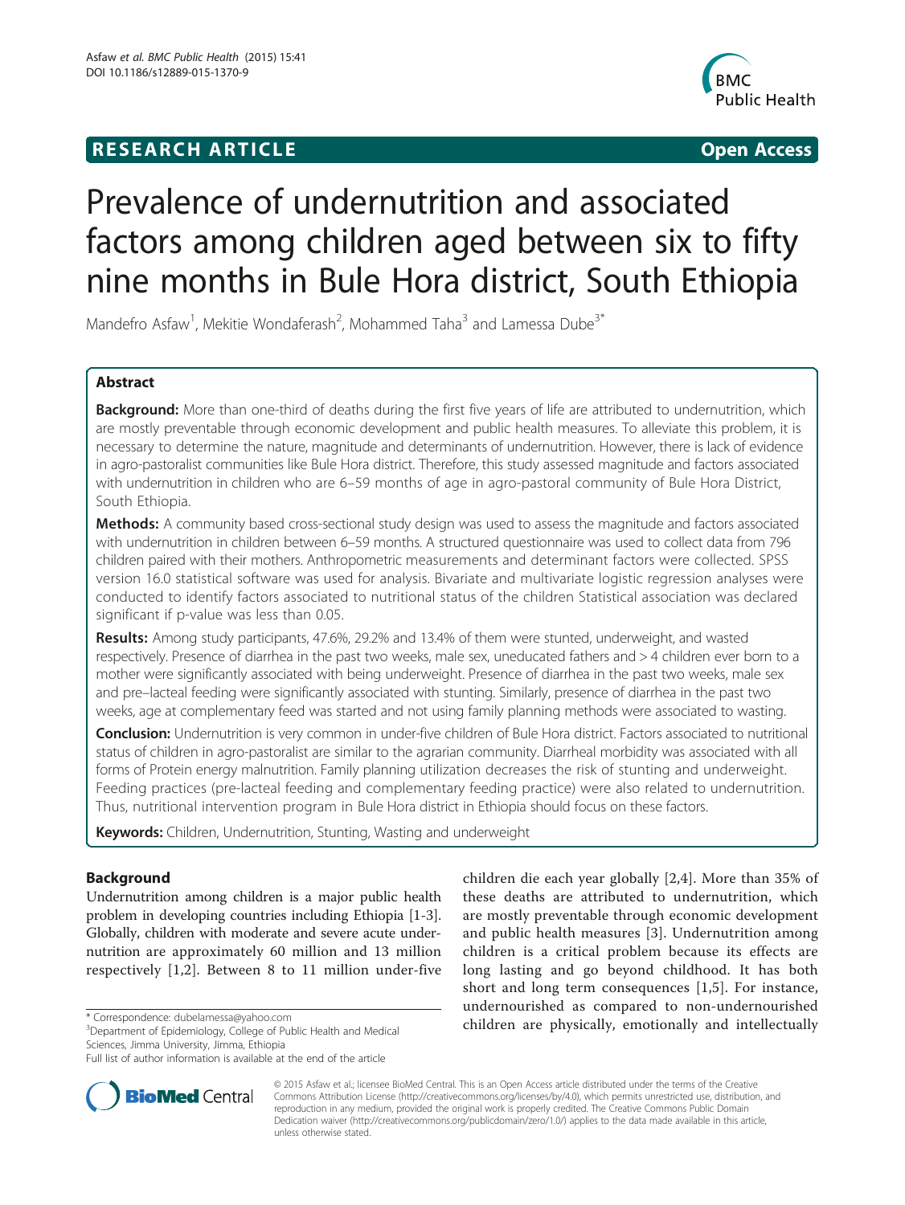**RESEARCH ARTICLE** **Open Access**

# Prevalence of undernutrition and associated factors among children aged between six to fifty nine months in Bule Hora district, South Ethiopia

Mandefro Asfaw[1], Mekitie Wondaferash[2], Mohammed Taha[3] and Lamessa Dube[3*]

## Abstract

**Background:** More than one-third of deaths during the first five years of life are attributed to undernutrition, which are mostly preventable through economic development and public health measures. To alleviate this problem, it is necessary to determine the nature, magnitude and determinants of undernutrition. However, there is lack of evidence in agro-pastoralist communities like Bule Hora district. Therefore, this study assessed magnitude and factors associated with undernutrition in children who are 6–59 months of age in agro-pastoral community of Bule Hora District, South Ethiopia.

**Methods:** A community based cross-sectional study design was used to assess the magnitude and factors associated with undernutrition in children between 6–59 months. A structured questionnaire was used to collect data from 796 children paired with their mothers. Anthropometric measurements and determinant factors were collected. SPSS version 16.0 statistical software was used for analysis. Bivariate and multivariate logistic regression analyses were conducted to identify factors associated to nutritional status of the children Statistical association was declared significant if p-value was less than 0.05.

**Results:** Among study participants, 47.6%, 29.2% and 13.4% of them were stunted, underweight, and wasted respectively. Presence of diarrhea in the past two weeks, male sex, uneducated fathers and > 4 children ever born to a mother were significantly associated with being underweight. Presence of diarrhea in the past two weeks, male sex and pre–lacteal feeding were significantly associated with stunting. Similarly, presence of diarrhea in the past two weeks, age at complementary feed was started and not using family planning methods were associated to wasting.

**Conclusion:** Undernutrition is very common in under-five children of Bule Hora district. Factors associated to nutritional status of children in agro-pastoralist are similar to the agrarian community. Diarrheal morbidity was associated with all forms of Protein energy malnutrition. Family planning utilization decreases the risk of stunting and underweight. Feeding practices (pre-lacteal feeding and complementary feeding practice) were also related to undernutrition. Thus, nutritional intervention program in Bule Hora district in Ethiopia should focus on these factors.

**Keywords:** Children, Undernutrition, Stunting, Wasting and underweight

## Background

Undernutrition among children is a major public health problem in developing countries including Ethiopia [1-3]. Globally, children with moderate and severe acute undernutrition are approximately 60 million and 13 million respectively [1,2]. Between 8 to 11 million under-five children die each year globally [2,4]. More than 35% of these deaths are attributed to undernutrition, which are mostly preventable through economic development and public health measures [3]. Undernutrition among children is a critical problem because its effects are long lasting and go beyond childhood. It has both short and long term consequences [1,5]. For instance, undernourished as compared to non-undernourished children are physically, emotionally and intellectually

\* Correspondence: dubelamessa@yahoo.com
[3]Department of Epidemiology, College of Public Health and Medical Sciences, Jimma University, Jimma, Ethiopia
Full list of author information is available at the end of the article

© 2015 Asfaw et al.; licensee BioMed Central. This is an Open Access article distributed under the terms of the Creative Commons Attribution License (http://creativecommons.org/licenses/by/4.0), which permits unrestricted use, distribution, and reproduction in any medium, provided the original work is properly credited. The Creative Commons Public Domain Dedication waiver (http://creativecommons.org/publicdomain/zero/1.0/) applies to the data made available in this article, unless otherwise stated.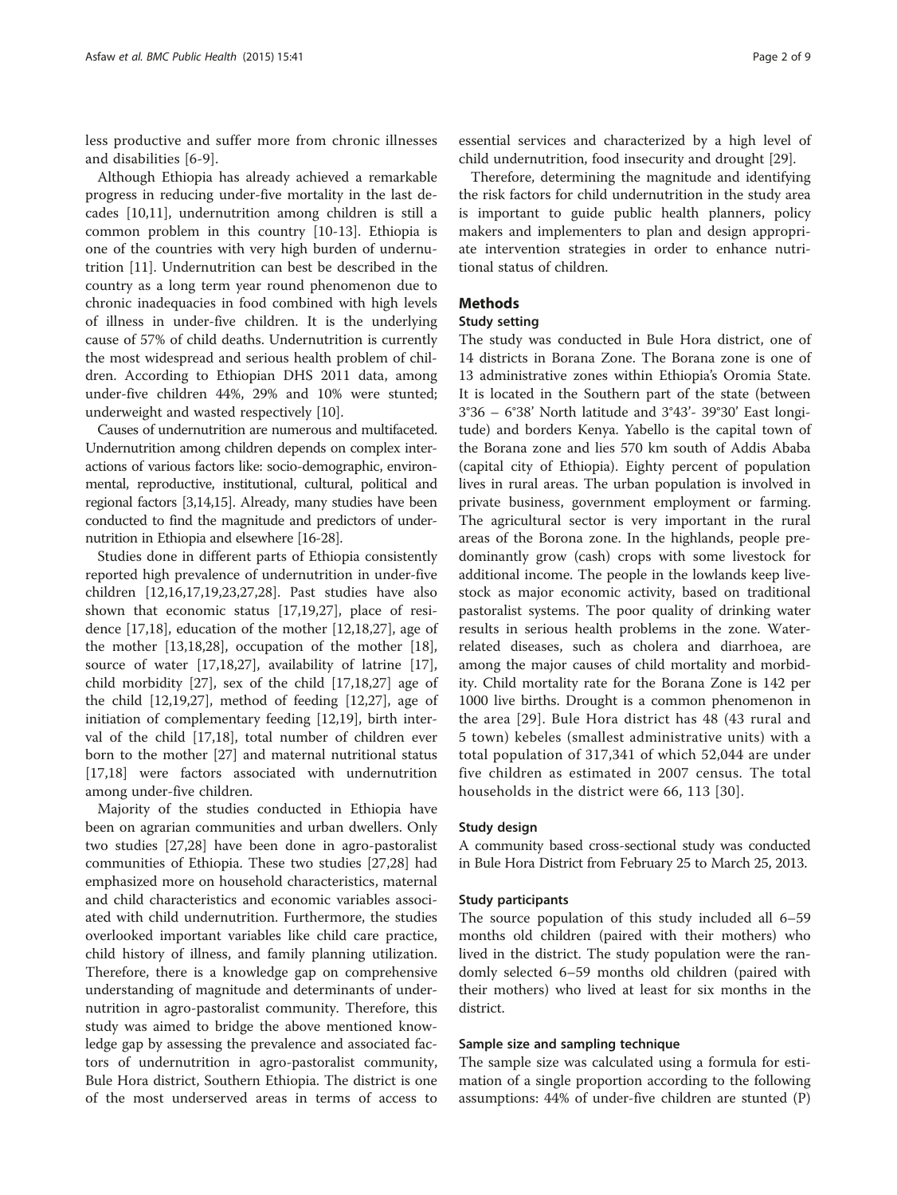less productive and suffer more from chronic illnesses and disabilities [6-9].

Although Ethiopia has already achieved a remarkable progress in reducing under-five mortality in the last decades [10,11], undernutrition among children is still a common problem in this country [10-13]. Ethiopia is one of the countries with very high burden of undernutrition [11]. Undernutrition can best be described in the country as a long term year round phenomenon due to chronic inadequacies in food combined with high levels of illness in under-five children. It is the underlying cause of 57% of child deaths. Undernutrition is currently the most widespread and serious health problem of children. According to Ethiopian DHS 2011 data, among under-five children 44%, 29% and 10% were stunted; underweight and wasted respectively [10].

Causes of undernutrition are numerous and multifaceted. Undernutrition among children depends on complex interactions of various factors like: socio-demographic, environmental, reproductive, institutional, cultural, political and regional factors [3,14,15]. Already, many studies have been conducted to find the magnitude and predictors of undernutrition in Ethiopia and elsewhere [16-28].

Studies done in different parts of Ethiopia consistently reported high prevalence of undernutrition in under-five children [12,16,17,19,23,27,28]. Past studies have also shown that economic status [17,19,27], place of residence [17,18], education of the mother [12,18,27], age of the mother [13,18,28], occupation of the mother [18], source of water [17,18,27], availability of latrine [17], child morbidity [27], sex of the child [17,18,27] age of the child [12,19,27], method of feeding [12,27], age of initiation of complementary feeding [12,19], birth interval of the child [17,18], total number of children ever born to the mother [27] and maternal nutritional status [17,18] were factors associated with undernutrition among under-five children.

Majority of the studies conducted in Ethiopia have been on agrarian communities and urban dwellers. Only two studies [27,28] have been done in agro-pastoralist communities of Ethiopia. These two studies [27,28] had emphasized more on household characteristics, maternal and child characteristics and economic variables associated with child undernutrition. Furthermore, the studies overlooked important variables like child care practice, child history of illness, and family planning utilization. Therefore, there is a knowledge gap on comprehensive understanding of magnitude and determinants of undernutrition in agro-pastoralist community. Therefore, this study was aimed to bridge the above mentioned knowledge gap by assessing the prevalence and associated factors of undernutrition in agro-pastoralist community, Bule Hora district, Southern Ethiopia. The district is one of the most underserved areas in terms of access to essential services and characterized by a high level of child undernutrition, food insecurity and drought [29].

Therefore, determining the magnitude and identifying the risk factors for child undernutrition in the study area is important to guide public health planners, policy makers and implementers to plan and design appropriate intervention strategies in order to enhance nutritional status of children.

## Methods

### Study setting

The study was conducted in Bule Hora district, one of 14 districts in Borana Zone. The Borana zone is one of 13 administrative zones within Ethiopia's Oromia State. It is located in the Southern part of the state (between 3°36 – 6°38' North latitude and 3°43'- 39°30' East longitude) and borders Kenya. Yabello is the capital town of the Borana zone and lies 570 km south of Addis Ababa (capital city of Ethiopia). Eighty percent of population lives in rural areas. The urban population is involved in private business, government employment or farming. The agricultural sector is very important in the rural areas of the Borona zone. In the highlands, people predominantly grow (cash) crops with some livestock for additional income. The people in the lowlands keep livestock as major economic activity, based on traditional pastoralist systems. The poor quality of drinking water results in serious health problems in the zone. Water-related diseases, such as cholera and diarrhoea, are among the major causes of child mortality and morbidity. Child mortality rate for the Borana Zone is 142 per 1000 live births. Drought is a common phenomenon in the area [29]. Bule Hora district has 48 (43 rural and 5 town) kebeles (smallest administrative units) with a total population of 317,341 of which 52,044 are under five children as estimated in 2007 census. The total households in the district were 66, 113 [30].

### Study design

A community based cross-sectional study was conducted in Bule Hora District from February 25 to March 25, 2013.

### Study participants

The source population of this study included all 6–59 months old children (paired with their mothers) who lived in the district. The study population were the randomly selected 6–59 months old children (paired with their mothers) who lived at least for six months in the district.

### Sample size and sampling technique

The sample size was calculated using a formula for estimation of a single proportion according to the following assumptions: 44% of under-five children are stunted (P)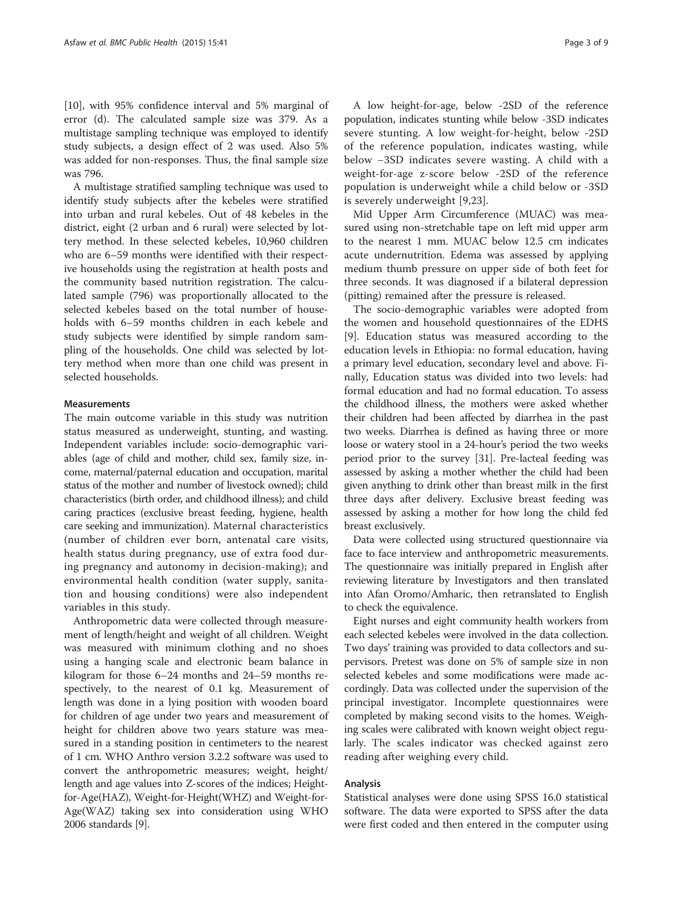[10], with 95% confidence interval and 5% marginal of error (d). The calculated sample size was 379. As a multistage sampling technique was employed to identify study subjects, a design effect of 2 was used. Also 5% was added for non-responses. Thus, the final sample size was 796.

A multistage stratified sampling technique was used to identify study subjects after the kebeles were stratified into urban and rural kebeles. Out of 48 kebeles in the district, eight (2 urban and 6 rural) were selected by lottery method. In these selected kebeles, 10,960 children who are 6–59 months were identified with their respective households using the registration at health posts and the community based nutrition registration. The calculated sample (796) was proportionally allocated to the selected kebeles based on the total number of households with 6–59 months children in each kebele and study subjects were identified by simple random sampling of the households. One child was selected by lottery method when more than one child was present in selected households.

### Measurements

The main outcome variable in this study was nutrition status measured as underweight, stunting, and wasting. Independent variables include: socio-demographic variables (age of child and mother, child sex, family size, income, maternal/paternal education and occupation, marital status of the mother and number of livestock owned); child characteristics (birth order, and childhood illness); and child caring practices (exclusive breast feeding, hygiene, health care seeking and immunization). Maternal characteristics (number of children ever born, antenatal care visits, health status during pregnancy, use of extra food during pregnancy and autonomy in decision-making); and environmental health condition (water supply, sanitation and housing conditions) were also independent variables in this study.

Anthropometric data were collected through measurement of length/height and weight of all children. Weight was measured with minimum clothing and no shoes using a hanging scale and electronic beam balance in kilogram for those 6–24 months and 24–59 months respectively, to the nearest of 0.1 kg. Measurement of length was done in a lying position with wooden board for children of age under two years and measurement of height for children above two years stature was measured in a standing position in centimeters to the nearest of 1 cm. WHO Anthro version 3.2.2 software was used to convert the anthropometric measures; weight, height/length and age values into Z-scores of the indices; Height-for-Age(HAZ), Weight-for-Height(WHZ) and Weight-for-Age(WAZ) taking sex into consideration using WHO 2006 standards [9].

A low height-for-age, below -2SD of the reference population, indicates stunting while below -3SD indicates severe stunting. A low weight-for-height, below -2SD of the reference population, indicates wasting, while below −3SD indicates severe wasting. A child with a weight-for-age z-score below -2SD of the reference population is underweight while a child below or -3SD is severely underweight [9,23].

Mid Upper Arm Circumference (MUAC) was measured using non-stretchable tape on left mid upper arm to the nearest 1 mm. MUAC below 12.5 cm indicates acute undernutrition. Edema was assessed by applying medium thumb pressure on upper side of both feet for three seconds. It was diagnosed if a bilateral depression (pitting) remained after the pressure is released.

The socio-demographic variables were adopted from the women and household questionnaires of the EDHS [9]. Education status was measured according to the education levels in Ethiopia: no formal education, having a primary level education, secondary level and above. Finally, Education status was divided into two levels: had formal education and had no formal education. To assess the childhood illness, the mothers were asked whether their children had been affected by diarrhea in the past two weeks. Diarrhea is defined as having three or more loose or watery stool in a 24-hour's period the two weeks period prior to the survey [31]. Pre-lacteal feeding was assessed by asking a mother whether the child had been given anything to drink other than breast milk in the first three days after delivery. Exclusive breast feeding was assessed by asking a mother for how long the child fed breast exclusively.

Data were collected using structured questionnaire via face to face interview and anthropometric measurements. The questionnaire was initially prepared in English after reviewing literature by Investigators and then translated into Afan Oromo/Amharic, then retranslated to English to check the equivalence.

Eight nurses and eight community health workers from each selected kebeles were involved in the data collection. Two days' training was provided to data collectors and supervisors. Pretest was done on 5% of sample size in non selected kebeles and some modifications were made accordingly. Data was collected under the supervision of the principal investigator. Incomplete questionnaires were completed by making second visits to the homes. Weighing scales were calibrated with known weight object regularly. The scales indicator was checked against zero reading after weighing every child.

### Analysis

Statistical analyses were done using SPSS 16.0 statistical software. The data were exported to SPSS after the data were first coded and then entered in the computer using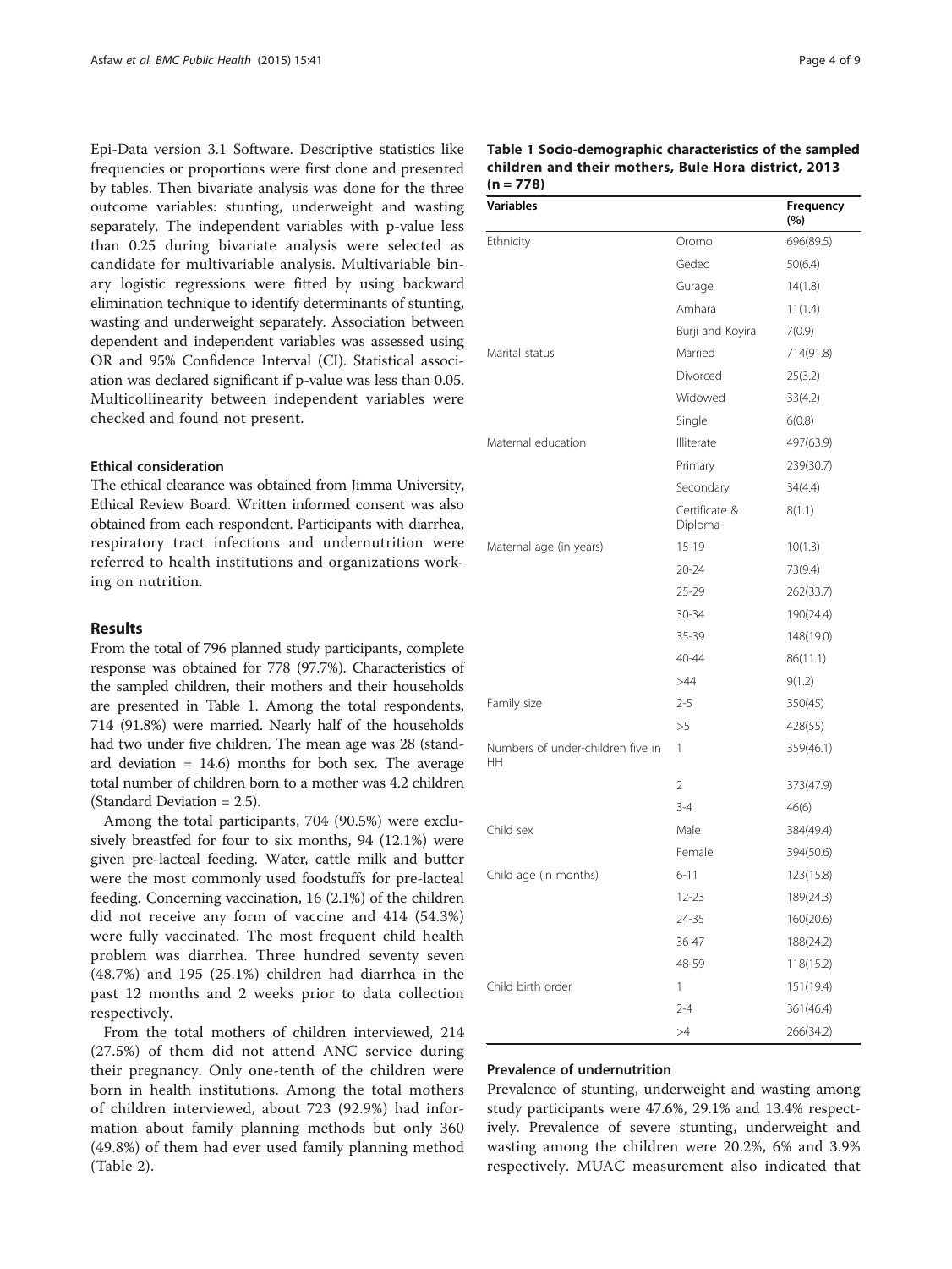Epi-Data version 3.1 Software. Descriptive statistics like frequencies or proportions were first done and presented by tables. Then bivariate analysis was done for the three outcome variables: stunting, underweight and wasting separately. The independent variables with p-value less than 0.25 during bivariate analysis were selected as candidate for multivariable analysis. Multivariable binary logistic regressions were fitted by using backward elimination technique to identify determinants of stunting, wasting and underweight separately. Association between dependent and independent variables was assessed using OR and 95% Confidence Interval (CI). Statistical association was declared significant if p-value was less than 0.05. Multicollinearity between independent variables were checked and found not present.

### Ethical consideration

The ethical clearance was obtained from Jimma University, Ethical Review Board. Written informed consent was also obtained from each respondent. Participants with diarrhea, respiratory tract infections and undernutrition were referred to health institutions and organizations working on nutrition.

## Results

From the total of 796 planned study participants, complete response was obtained for 778 (97.7%). Characteristics of the sampled children, their mothers and their households are presented in Table 1. Among the total respondents, 714 (91.8%) were married. Nearly half of the households had two under five children. The mean age was 28 (standard deviation = 14.6) months for both sex. The average total number of children born to a mother was 4.2 children (Standard Deviation = 2.5).

Among the total participants, 704 (90.5%) were exclusively breastfed for four to six months, 94 (12.1%) were given pre-lacteal feeding. Water, cattle milk and butter were the most commonly used foodstuffs for pre-lacteal feeding. Concerning vaccination, 16 (2.1%) of the children did not receive any form of vaccine and 414 (54.3%) were fully vaccinated. The most frequent child health problem was diarrhea. Three hundred seventy seven (48.7%) and 195 (25.1%) children had diarrhea in the past 12 months and 2 weeks prior to data collection respectively.

From the total mothers of children interviewed, 214 (27.5%) of them did not attend ANC service during their pregnancy. Only one-tenth of the children were born in health institutions. Among the total mothers of children interviewed, about 723 (92.9%) had information about family planning methods but only 360 (49.8%) of them had ever used family planning method (Table 2).

**Table 1 Socio-demographic characteristics of the sampled children and their mothers, Bule Hora district, 2013 (n = 778)**

| Variables | | Frequency (%) |
|---|---|---|
| Ethnicity | Oromo | 696(89.5) |
| | Gedeo | 50(6.4) |
| | Gurage | 14(1.8) |
| | Amhara | 11(1.4) |
| | Burji and Koyira | 7(0.9) |
| Marital status | Married | 714(91.8) |
| | Divorced | 25(3.2) |
| | Widowed | 33(4.2) |
| | Single | 6(0.8) |
| Maternal education | Illiterate | 497(63.9) |
| | Primary | 239(30.7) |
| | Secondary | 34(4.4) |
| | Certificate & Diploma | 8(1.1) |
| Maternal age (in years) | 15-19 | 10(1.3) |
| | 20-24 | 73(9.4) |
| | 25-29 | 262(33.7) |
| | 30-34 | 190(24.4) |
| | 35-39 | 148(19.0) |
| | 40-44 | 86(11.1) |
| | >44 | 9(1.2) |
| Family size | 2-5 | 350(45) |
| | >5 | 428(55) |
| Numbers of under-children five in HH | 1 | 359(46.1) |
| | 2 | 373(47.9) |
| | 3-4 | 46(6) |
| Child sex | Male | 384(49.4) |
| | Female | 394(50.6) |
| Child age (in months) | 6-11 | 123(15.8) |
| | 12-23 | 189(24.3) |
| | 24-35 | 160(20.6) |
| | 36-47 | 188(24.2) |
| | 48-59 | 118(15.2) |
| Child birth order | 1 | 151(19.4) |
| | 2-4 | 361(46.4) |
| | >4 | 266(34.2) |

### Prevalence of undernutrition

Prevalence of stunting, underweight and wasting among study participants were 47.6%, 29.1% and 13.4% respectively. Prevalence of severe stunting, underweight and wasting among the children were 20.2%, 6% and 3.9% respectively. MUAC measurement also indicated that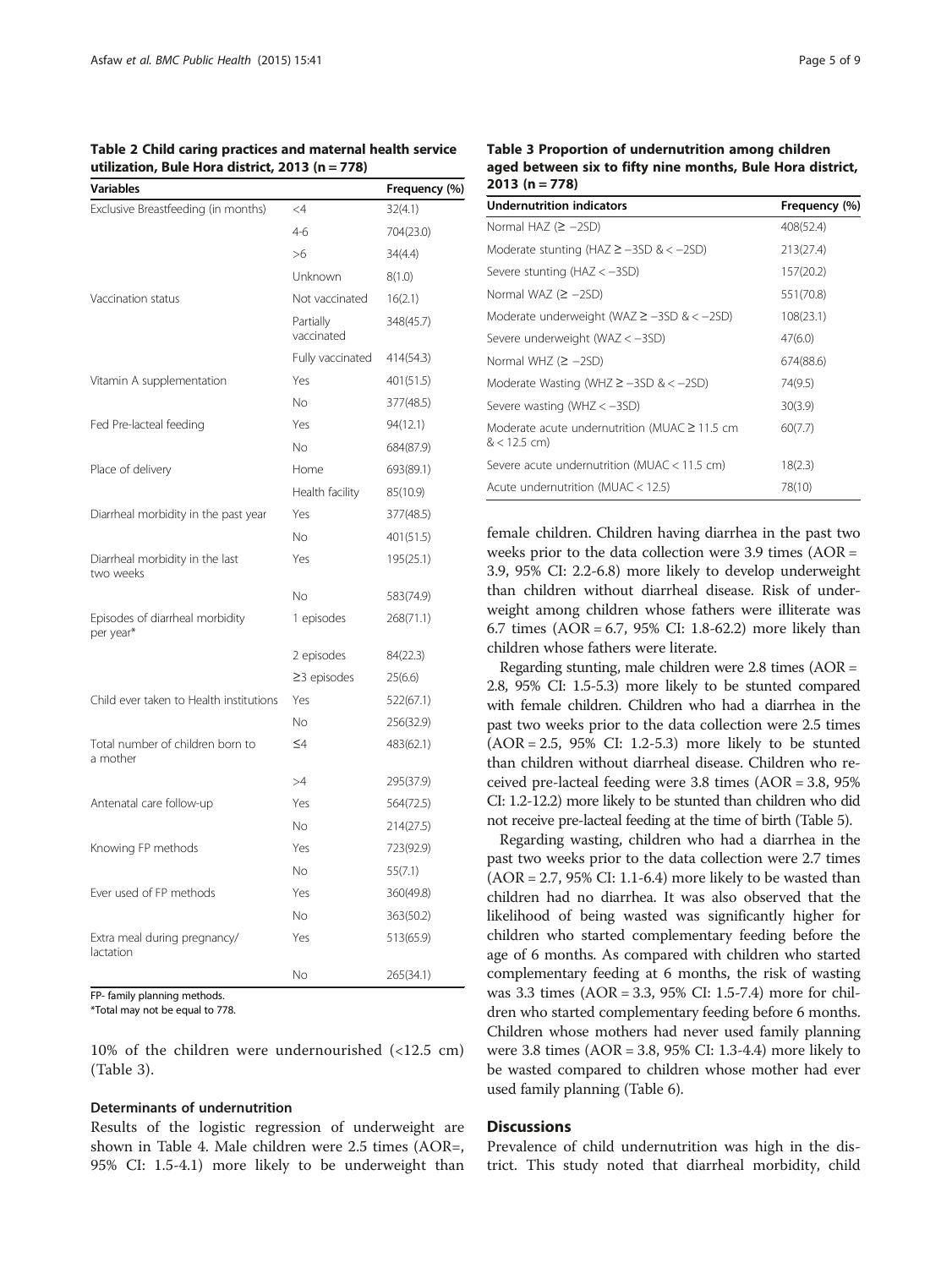**Table 2 Child caring practices and maternal health service utilization, Bule Hora district, 2013 (n = 778)**

| Variables | | Frequency (%) |
|---|---|---|
| Exclusive Breastfeeding (in months) | <4 | 32(4.1) |
| | 4-6 | 704(23.0) |
| | >6 | 34(4.4) |
| | Unknown | 8(1.0) |
| Vaccination status | Not vaccinated | 16(2.1) |
| | Partially vaccinated | 348(45.7) |
| | Fully vaccinated | 414(54.3) |
| Vitamin A supplementation | Yes | 401(51.5) |
| | No | 377(48.5) |
| Fed Pre-lacteal feeding | Yes | 94(12.1) |
| | No | 684(87.9) |
| Place of delivery | Home | 693(89.1) |
| | Health facility | 85(10.9) |
| Diarrheal morbidity in the past year | Yes | 377(48.5) |
| | No | 401(51.5) |
| Diarrheal morbidity in the last two weeks | Yes | 195(25.1) |
| | No | 583(74.9) |
| Episodes of diarrheal morbidity per year* | 1 episodes | 268(71.1) |
| | 2 episodes | 84(22.3) |
| | ≥3 episodes | 25(6.6) |
| Child ever taken to Health institutions | Yes | 522(67.1) |
| | No | 256(32.9) |
| Total number of children born to a mother | ≤4 | 483(62.1) |
| | >4 | 295(37.9) |
| Antenatal care follow-up | Yes | 564(72.5) |
| | No | 214(27.5) |
| Knowing FP methods | Yes | 723(92.9) |
| | No | 55(7.1) |
| Ever used of FP methods | Yes | 360(49.8) |
| | No | 363(50.2) |
| Extra meal during pregnancy/ lactation | Yes | 513(65.9) |
| | No | 265(34.1) |

FP- family planning methods.
*Total may not be equal to 778.

10% of the children were undernourished (<12.5 cm) (Table 3).

### Determinants of undernutrition

Results of the logistic regression of underweight are shown in Table 4. Male children were 2.5 times (AOR=, 95% CI: 1.5-4.1) more likely to be underweight than female children. Children having diarrhea in the past two weeks prior to the data collection were 3.9 times (AOR = 3.9, 95% CI: 2.2-6.8) more likely to develop underweight than children without diarrheal disease. Risk of underweight among children whose fathers were illiterate was 6.7 times (AOR = 6.7, 95% CI: 1.8-62.2) more likely than children whose fathers were literate.

Regarding stunting, male children were 2.8 times (AOR = 2.8, 95% CI: 1.5-5.3) more likely to be stunted compared with female children. Children who had a diarrhea in the past two weeks prior to the data collection were 2.5 times (AOR = 2.5, 95% CI: 1.2-5.3) more likely to be stunted than children without diarrheal disease. Children who received pre-lacteal feeding were 3.8 times (AOR = 3.8, 95% CI: 1.2-12.2) more likely to be stunted than children who did not receive pre-lacteal feeding at the time of birth (Table 5).

Regarding wasting, children who had a diarrhea in the past two weeks prior to the data collection were 2.7 times (AOR = 2.7, 95% CI: 1.1-6.4) more likely to be wasted than children had no diarrhea. It was also observed that the likelihood of being wasted was significantly higher for children who started complementary feeding before the age of 6 months. As compared with children who started complementary feeding at 6 months, the risk of wasting was 3.3 times (AOR = 3.3, 95% CI: 1.5-7.4) more for children who started complementary feeding before 6 months. Children whose mothers had never used family planning were 3.8 times (AOR = 3.8, 95% CI: 1.3-4.4) more likely to be wasted compared to children whose mother had ever used family planning (Table 6).

**Table 3 Proportion of undernutrition among children aged between six to fifty nine months, Bule Hora district, 2013 (n = 778)**

| Undernutrition indicators | Frequency (%) |
|---|---|
| Normal HAZ (≥ −2SD) | 408(52.4) |
| Moderate stunting (HAZ ≥ −3SD & < −2SD) | 213(27.4) |
| Severe stunting (HAZ < −3SD) | 157(20.2) |
| Normal WAZ (≥ −2SD) | 551(70.8) |
| Moderate underweight (WAZ ≥ −3SD & < −2SD) | 108(23.1) |
| Severe underweight (WAZ < −3SD) | 47(6.0) |
| Normal WHZ (≥ −2SD) | 674(88.6) |
| Moderate Wasting (WHZ ≥ −3SD & < −2SD) | 74(9.5) |
| Severe wasting (WHZ < −3SD) | 30(3.9) |
| Moderate acute undernutrition (MUAC ≥ 11.5 cm & < 12.5 cm) | 60(7.7) |
| Severe acute undernutrition (MUAC < 11.5 cm) | 18(2.3) |
| Acute undernutrition (MUAC < 12.5) | 78(10) |

## Discussions

Prevalence of child undernutrition was high in the district. This study noted that diarrheal morbidity, child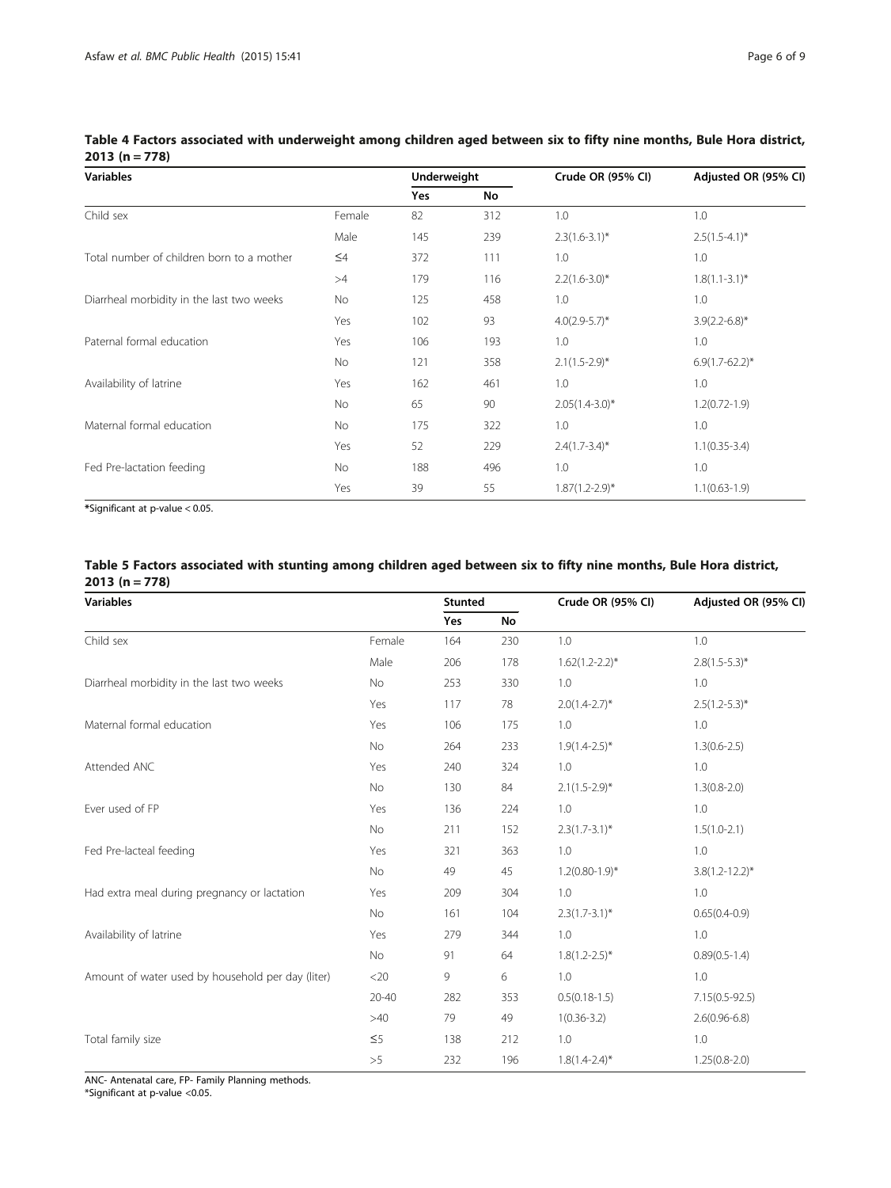**Table 4 Factors associated with underweight among children aged between six to fifty nine months, Bule Hora district, 2013 (n = 778)**

| Variables | | Underweight | | Crude OR (95% CI) | Adjusted OR (95% CI) |
|---|---|---|---|---|---|
| | | Yes | No | | |
| Child sex | Female | 82 | 312 | 1.0 | 1.0 |
| | Male | 145 | 239 | 2.3(1.6-3.1)* | 2.5(1.5-4.1)* |
| Total number of children born to a mother | ≤4 | 372 | 111 | 1.0 | 1.0 |
| | >4 | 179 | 116 | 2.2(1.6-3.0)* | 1.8(1.1-3.1)* |
| Diarrheal morbidity in the last two weeks | No | 125 | 458 | 1.0 | 1.0 |
| | Yes | 102 | 93 | 4.0(2.9-5.7)* | 3.9(2.2-6.8)* |
| Paternal formal education | Yes | 106 | 193 | 1.0 | 1.0 |
| | No | 121 | 358 | 2.1(1.5-2.9)* | 6.9(1.7-62.2)* |
| Availability of latrine | Yes | 162 | 461 | 1.0 | 1.0 |
| | No | 65 | 90 | 2.05(1.4-3.0)* | 1.2(0.72-1.9) |
| Maternal formal education | No | 175 | 322 | 1.0 | 1.0 |
| | Yes | 52 | 229 | 2.4(1.7-3.4)* | 1.1(0.35-3.4) |
| Fed Pre-lactation feeding | No | 188 | 496 | 1.0 | 1.0 |
| | Yes | 39 | 55 | 1.87(1.2-2.9)* | 1.1(0.63-1.9) |

*Significant at p-value < 0.05.

**Table 5 Factors associated with stunting among children aged between six to fifty nine months, Bule Hora district, 2013 (n = 778)**

| Variables | | Stunted | | Crude OR (95% CI) | Adjusted OR (95% CI) |
|---|---|---|---|---|---|
| | | Yes | No | | |
| Child sex | Female | 164 | 230 | 1.0 | 1.0 |
| | Male | 206 | 178 | 1.62(1.2-2.2)* | 2.8(1.5-5.3)* |
| Diarrheal morbidity in the last two weeks | No | 253 | 330 | 1.0 | 1.0 |
| | Yes | 117 | 78 | 2.0(1.4-2.7)* | 2.5(1.2-5.3)* |
| Maternal formal education | Yes | 106 | 175 | 1.0 | 1.0 |
| | No | 264 | 233 | 1.9(1.4-2.5)* | 1.3(0.6-2.5) |
| Attended ANC | Yes | 240 | 324 | 1.0 | 1.0 |
| | No | 130 | 84 | 2.1(1.5-2.9)* | 1.3(0.8-2.0) |
| Ever used of FP | Yes | 136 | 224 | 1.0 | 1.0 |
| | No | 211 | 152 | 2.3(1.7-3.1)* | 1.5(1.0-2.1) |
| Fed Pre-lacteal feeding | Yes | 321 | 363 | 1.0 | 1.0 |
| | No | 49 | 45 | 1.2(0.80-1.9)* | 3.8(1.2-12.2)* |
| Had extra meal during pregnancy or lactation | Yes | 209 | 304 | 1.0 | 1.0 |
| | No | 161 | 104 | 2.3(1.7-3.1)* | 0.65(0.4-0.9) |
| Availability of latrine | Yes | 279 | 344 | 1.0 | 1.0 |
| | No | 91 | 64 | 1.8(1.2-2.5)* | 0.89(0.5-1.4) |
| Amount of water used by household per day (liter) | <20 | 9 | 6 | 1.0 | 1.0 |
| | 20-40 | 282 | 353 | 0.5(0.18-1.5) | 7.15(0.5-92.5) |
| | >40 | 79 | 49 | 1(0.36-3.2) | 2.6(0.96-6.8) |
| Total family size | ≤5 | 138 | 212 | 1.0 | 1.0 |
| | >5 | 232 | 196 | 1.8(1.4-2.4)* | 1.25(0.8-2.0) |

ANC- Antenatal care, FP- Family Planning methods.
*Significant at p-value <0.05.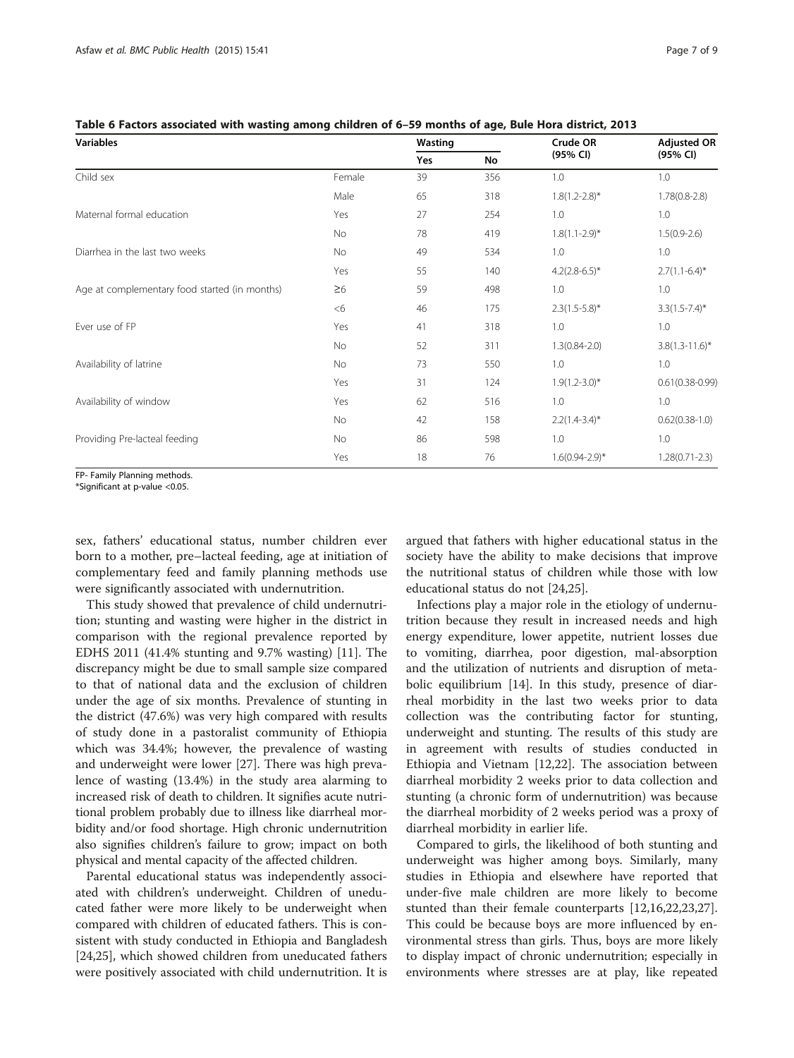**Table 6 Factors associated with wasting among children of 6–59 months of age, Bule Hora district, 2013**

| Variables | | Wasting | | Crude OR (95% CI) | Adjusted OR (95% CI) |
|---|---|---|---|---|---|
| | | Yes | No | | |
| Child sex | Female | 39 | 356 | 1.0 | 1.0 |
| | Male | 65 | 318 | 1.8(1.2-2.8)* | 1.78(0.8-2.8) |
| Maternal formal education | Yes | 27 | 254 | 1.0 | 1.0 |
| | No | 78 | 419 | 1.8(1.1-2.9)* | 1.5(0.9-2.6) |
| Diarrhea in the last two weeks | No | 49 | 534 | 1.0 | 1.0 |
| | Yes | 55 | 140 | 4.2(2.8-6.5)* | 2.7(1.1-6.4)* |
| Age at complementary food started (in months) | ≥6 | 59 | 498 | 1.0 | 1.0 |
| | <6 | 46 | 175 | 2.3(1.5-5.8)* | 3.3(1.5-7.4)* |
| Ever use of FP | Yes | 41 | 318 | 1.0 | 1.0 |
| | No | 52 | 311 | 1.3(0.84-2.0) | 3.8(1.3-11.6)* |
| Availability of latrine | No | 73 | 550 | 1.0 | 1.0 |
| | Yes | 31 | 124 | 1.9(1.2-3.0)* | 0.61(0.38-0.99) |
| Availability of window | Yes | 62 | 516 | 1.0 | 1.0 |
| | No | 42 | 158 | 2.2(1.4-3.4)* | 0.62(0.38-1.0) |
| Providing Pre-lacteal feeding | No | 86 | 598 | 1.0 | 1.0 |
| | Yes | 18 | 76 | 1.6(0.94-2.9)* | 1.28(0.71-2.3) |

FP- Family Planning methods.
*Significant at p-value <0.05.

sex, fathers' educational status, number children ever born to a mother, pre–lacteal feeding, age at initiation of complementary feed and family planning methods use were significantly associated with undernutrition.

This study showed that prevalence of child undernutrition; stunting and wasting were higher in the district in comparison with the regional prevalence reported by EDHS 2011 (41.4% stunting and 9.7% wasting) [11]. The discrepancy might be due to small sample size compared to that of national data and the exclusion of children under the age of six months. Prevalence of stunting in the district (47.6%) was very high compared with results of study done in a pastoralist community of Ethiopia which was 34.4%; however, the prevalence of wasting and underweight were lower [27]. There was high prevalence of wasting (13.4%) in the study area alarming to increased risk of death to children. It signifies acute nutritional problem probably due to illness like diarrheal morbidity and/or food shortage. High chronic undernutrition also signifies children's failure to grow; impact on both physical and mental capacity of the affected children.

Parental educational status was independently associated with children's underweight. Children of uneducated father were more likely to be underweight when compared with children of educated fathers. This is consistent with study conducted in Ethiopia and Bangladesh [24,25], which showed children from uneducated fathers were positively associated with child undernutrition. It is argued that fathers with higher educational status in the society have the ability to make decisions that improve the nutritional status of children while those with low educational status do not [24,25].

Infections play a major role in the etiology of undernutrition because they result in increased needs and high energy expenditure, lower appetite, nutrient losses due to vomiting, diarrhea, poor digestion, mal-absorption and the utilization of nutrients and disruption of metabolic equilibrium [14]. In this study, presence of diarrheal morbidity in the last two weeks prior to data collection was the contributing factor for stunting, underweight and stunting. The results of this study are in agreement with results of studies conducted in Ethiopia and Vietnam [12,22]. The association between diarrheal morbidity 2 weeks prior to data collection and stunting (a chronic form of undernutrition) was because the diarrheal morbidity of 2 weeks period was a proxy of diarrheal morbidity in earlier life.

Compared to girls, the likelihood of both stunting and underweight was higher among boys. Similarly, many studies in Ethiopia and elsewhere have reported that under-five male children are more likely to become stunted than their female counterparts [12,16,22,23,27]. This could be because boys are more influenced by environmental stress than girls. Thus, boys are more likely to display impact of chronic undernutrition; especially in environments where stresses are at play, like repeated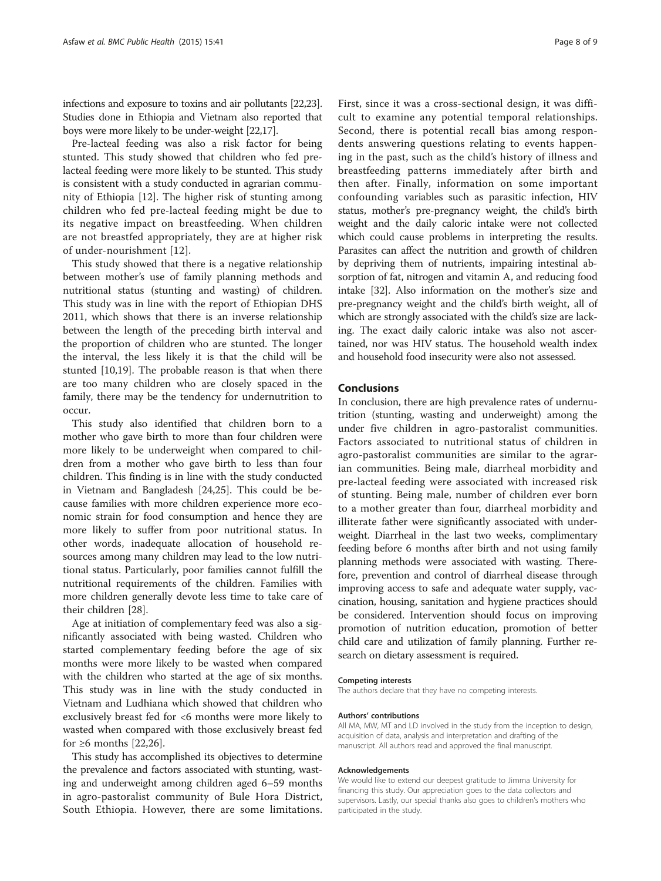infections and exposure to toxins and air pollutants [22,23]. Studies done in Ethiopia and Vietnam also reported that boys were more likely to be under-weight [22,17].

Pre-lacteal feeding was also a risk factor for being stunted. This study showed that children who fed pre-lacteal feeding were more likely to be stunted. This study is consistent with a study conducted in agrarian community of Ethiopia [12]. The higher risk of stunting among children who fed pre-lacteal feeding might be due to its negative impact on breastfeeding. When children are not breastfed appropriately, they are at higher risk of under-nourishment [12].

This study showed that there is a negative relationship between mother's use of family planning methods and nutritional status (stunting and wasting) of children. This study was in line with the report of Ethiopian DHS 2011, which shows that there is an inverse relationship between the length of the preceding birth interval and the proportion of children who are stunted. The longer the interval, the less likely it is that the child will be stunted [10,19]. The probable reason is that when there are too many children who are closely spaced in the family, there may be the tendency for undernutrition to occur.

This study also identified that children born to a mother who gave birth to more than four children were more likely to be underweight when compared to children from a mother who gave birth to less than four children. This finding is in line with the study conducted in Vietnam and Bangladesh [24,25]. This could be because families with more children experience more economic strain for food consumption and hence they are more likely to suffer from poor nutritional status. In other words, inadequate allocation of household resources among many children may lead to the low nutritional status. Particularly, poor families cannot fulfill the nutritional requirements of the children. Families with more children generally devote less time to take care of their children [28].

Age at initiation of complementary feed was also a significantly associated with being wasted. Children who started complementary feeding before the age of six months were more likely to be wasted when compared with the children who started at the age of six months. This study was in line with the study conducted in Vietnam and Ludhiana which showed that children who exclusively breast fed for <6 months were more likely to wasted when compared with those exclusively breast fed for ≥6 months [22,26].

This study has accomplished its objectives to determine the prevalence and factors associated with stunting, wasting and underweight among children aged 6–59 months in agro-pastoralist community of Bule Hora District, South Ethiopia. However, there are some limitations. First, since it was a cross-sectional design, it was difficult to examine any potential temporal relationships. Second, there is potential recall bias among respondents answering questions relating to events happening in the past, such as the child's history of illness and breastfeeding patterns immediately after birth and then after. Finally, information on some important confounding variables such as parasitic infection, HIV status, mother's pre-pregnancy weight, the child's birth weight and the daily caloric intake were not collected which could cause problems in interpreting the results. Parasites can affect the nutrition and growth of children by depriving them of nutrients, impairing intestinal absorption of fat, nitrogen and vitamin A, and reducing food intake [32]. Also information on the mother's size and pre-pregnancy weight and the child's birth weight, all of which are strongly associated with the child's size are lacking. The exact daily caloric intake was also not ascertained, nor was HIV status. The household wealth index and household food insecurity were also not assessed.

## Conclusions

In conclusion, there are high prevalence rates of undernutrition (stunting, wasting and underweight) among the under five children in agro-pastoralist communities. Factors associated to nutritional status of children in agro-pastoralist communities are similar to the agrarian communities. Being male, diarrheal morbidity and pre-lacteal feeding were associated with increased risk of stunting. Being male, number of children ever born to a mother greater than four, diarrheal morbidity and illiterate father were significantly associated with underweight. Diarrheal in the last two weeks, complimentary feeding before 6 months after birth and not using family planning methods were associated with wasting. Therefore, prevention and control of diarrheal disease through improving access to safe and adequate water supply, vaccination, housing, sanitation and hygiene practices should be considered. Intervention should focus on improving promotion of nutrition education, promotion of better child care and utilization of family planning. Further research on dietary assessment is required.

#### Competing interests

The authors declare that they have no competing interests.

#### Authors' contributions

All MA, MW, MT and LD involved in the study from the inception to design, acquisition of data, analysis and interpretation and drafting of the manuscript. All authors read and approved the final manuscript.

#### Acknowledgements

We would like to extend our deepest gratitude to Jimma University for financing this study. Our appreciation goes to the data collectors and supervisors. Lastly, our special thanks also goes to children's mothers who participated in the study.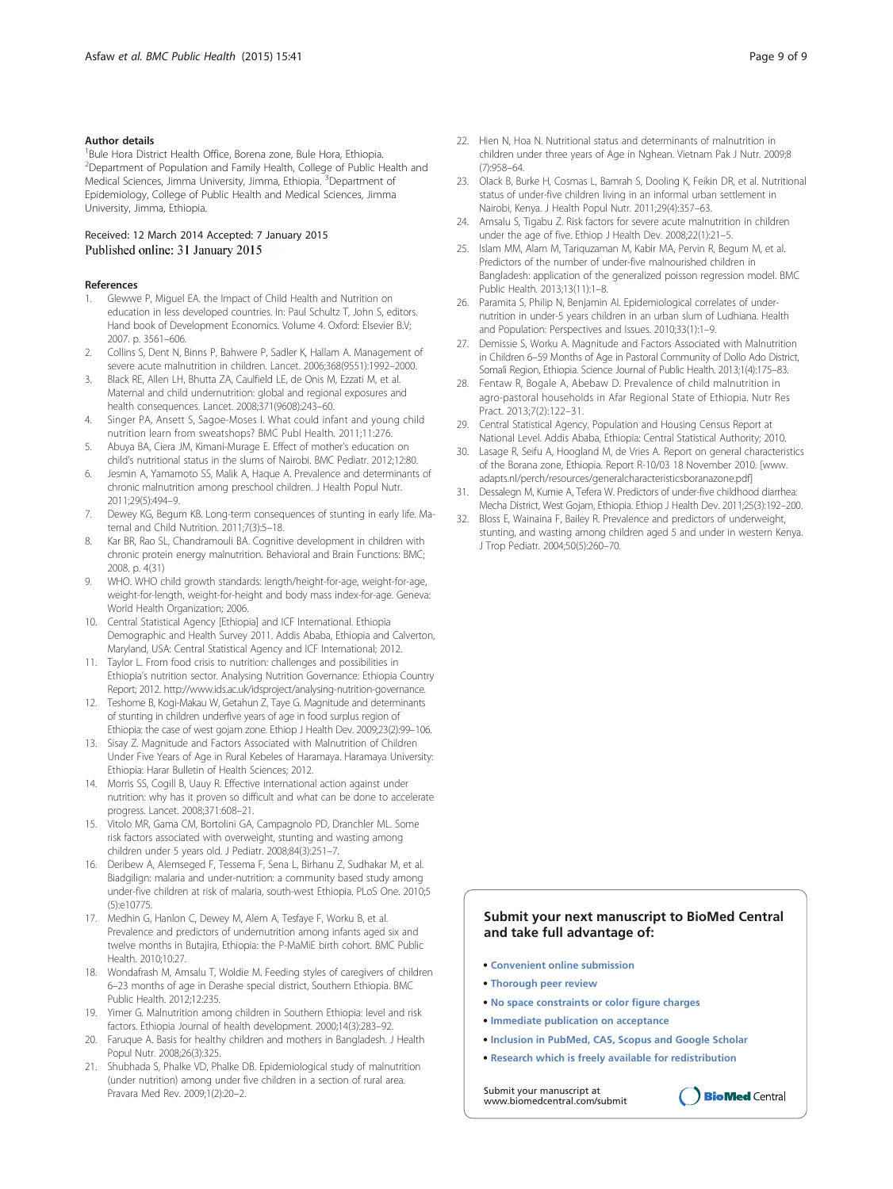#### Author details

[1]Bule Hora District Health Office, Borena zone, Bule Hora, Ethiopia. [2]Department of Population and Family Health, College of Public Health and Medical Sciences, Jimma University, Jimma, Ethiopia. [3]Department of Epidemiology, College of Public Health and Medical Sciences, Jimma University, Jimma, Ethiopia.

Received: 12 March 2014 Accepted: 7 January 2015
Published online: 31 January 2015

#### References

1. Glewwe P, Miguel EA. the Impact of Child Health and Nutrition on education in less developed countries. In: Paul Schultz T, John S, editors. Hand book of Development Economics. Volume 4. Oxford: Elsevier B.V; 2007. p. 3561–606.
2. Collins S, Dent N, Binns P, Bahwere P, Sadler K, Hallam A. Management of severe acute malnutrition in children. Lancet. 2006;368(9551):1992–2000.
3. Black RE, Allen LH, Bhutta ZA, Caulfield LE, de Onis M, Ezzati M, et al. Maternal and child undernutrition: global and regional exposures and health consequences. Lancet. 2008;371(9608):243–60.
4. Singer PA, Ansett S, Sagoe-Moses I. What could infant and young child nutrition learn from sweatshops? BMC Publ Health. 2011;11:276.
5. Abuya BA, Ciera JM, Kimani-Murage E. Effect of mother's education on child's nutritional status in the slums of Nairobi. BMC Pediatr. 2012;12:80.
6. Jesmin A, Yamamoto SS, Malik A, Haque A. Prevalence and determinants of chronic malnutrition among preschool children. J Health Popul Nutr. 2011;29(5):494–9.
7. Dewey KG, Begum KB. Long-term consequences of stunting in early life. Maternal and Child Nutrition. 2011;7(3):5–18.
8. Kar BR, Rao SL, Chandramouli BA. Cognitive development in children with chronic protein energy malnutrition. Behavioral and Brain Functions: BMC; 2008. p. 4(31)
9. WHO. WHO child growth standards: length/height-for-age, weight-for-age, weight-for-length, weight-for-height and body mass index-for-age. Geneva: World Health Organization; 2006.
10. Central Statistical Agency [Ethiopia] and ICF International. Ethiopia Demographic and Health Survey 2011. Addis Ababa, Ethiopia and Calverton, Maryland, USA: Central Statistical Agency and ICF International; 2012.
11. Taylor L. From food crisis to nutrition: challenges and possibilities in Ethiopia's nutrition sector. Analysing Nutrition Governance: Ethiopia Country Report; 2012. http://www.ids.ac.uk/idsproject/analysing-nutrition-governance.
12. Teshome B, Kogi-Makau W, Getahun Z, Taye G. Magnitude and determinants of stunting in children underfive years of age in food surplus region of Ethiopia: the case of west gojam zone. Ethiop J Health Dev. 2009;23(2):99–106.
13. Sisay Z. Magnitude and Factors Associated with Malnutrition of Children Under Five Years of Age in Rural Kebeles of Haramaya. Haramaya University: Ethiopia: Harar Bulletin of Health Sciences; 2012.
14. Morris SS, Cogill B, Uauy R. Effective international action against under nutrition: why has it proven so difficult and what can be done to accelerate progress. Lancet. 2008;371:608–21.
15. Vitolo MR, Gama CM, Bortolini GA, Campagnolo PD, Dranchler ML. Some risk factors associated with overweight, stunting and wasting among children under 5 years old. J Pediatr. 2008;84(3):251–7.
16. Deribew A, Alemseged F, Tessema F, Sena L, Birhanu Z, Sudhakar M, et al. Biadgilign: malaria and under-nutrition: a community based study among under-five children at risk of malaria, south-west Ethiopia. PLoS One. 2010;5(5):e10775.
17. Medhin G, Hanlon C, Dewey M, Alem A, Tesfaye F, Worku B, et al. Prevalence and predictors of undernutrition among infants aged six and twelve months in Butajira, Ethiopia: the P-MaMiE birth cohort. BMC Public Health. 2010;10:27.
18. Wondafrash M, Amsalu T, Woldie M. Feeding styles of caregivers of children 6–23 months of age in Derashe special district, Southern Ethiopia. BMC Public Health. 2012;12:235.
19. Yimer G. Malnutrition among children in Southern Ethiopia: level and risk factors. Ethiopia Journal of health development. 2000;14(3):283–92.
20. Faruque A. Basis for healthy children and mothers in Bangladesh. J Health Popul Nutr. 2008;26(3):325.
21. Shubhada S, Phalke VD, Phalke DB. Epidemiological study of malnutrition (under nutrition) among under five children in a section of rural area. Pravara Med Rev. 2009;1(2):20–2.
22. Hien N, Hoa N. Nutritional status and determinants of malnutrition in children under three years of Age in Nghean. Vietnam Pak J Nutr. 2009;8(7):958–64.
23. Olack B, Burke H, Cosmas L, Bamrah S, Dooling K, Feikin DR, et al. Nutritional status of under-five children living in an informal urban settlement in Nairobi, Kenya. J Health Popul Nutr. 2011;29(4):357–63.
24. Amsalu S, Tigabu Z. Risk factors for severe acute malnutrition in children under the age of five. Ethiop J Health Dev. 2008;22(1):21–5.
25. Islam MM, Alam M, Tariquzaman M, Kabir MA, Pervin R, Begum M, et al. Predictors of the number of under-five malnourished children in Bangladesh: application of the generalized poisson regression model. BMC Public Health. 2013;13(11):1–8.
26. Paramita S, Philip N, Benjamin AI. Epidemiological correlates of under-nutrition in under-5 years children in an urban slum of Ludhiana. Health and Population: Perspectives and Issues. 2010;33(1):1–9.
27. Demissie S, Worku A. Magnitude and Factors Associated with Malnutrition in Children 6–59 Months of Age in Pastoral Community of Dollo Ado District, Somali Region, Ethiopia. Science Journal of Public Health. 2013;1(4):175–83.
28. Fentaw R, Bogale A, Abebaw D. Prevalence of child malnutrition in agro-pastoral households in Afar Regional State of Ethiopia. Nutr Res Pract. 2013;7(2):122–31.
29. Central Statistical Agency. Population and Housing Census Report at National Level. Addis Ababa, Ethiopia: Central Statistical Authority; 2010.
30. Lasage R, Seifu A, Hoogland M, de Vries A. Report on general characteristics of the Borana zone, Ethiopia. Report R-10/03 18 November 2010. [www.adapts.nl/perch/resources/generalcharacteristicsboranazone.pdf]
31. Dessalegn M, Kumie A, Tefera W. Predictors of under-five childhood diarrhea: Mecha District, West Gojam, Ethiopia. Ethiop J Health Dev. 2011;25(3):192–200.
32. Bloss E, Wainaina F, Bailey R. Prevalence and predictors of underweight, stunting, and wasting among children aged 5 and under in western Kenya. J Trop Pediatr. 2004;50(5):260–70.

**Submit your next manuscript to BioMed Central and take full advantage of:**

- **Convenient online submission**
- **Thorough peer review**
- **No space constraints or color figure charges**
- **Immediate publication on acceptance**
- **Inclusion in PubMed, CAS, Scopus and Google Scholar**
- **Research which is freely available for redistribution**

Submit your manuscript at
www.biomedcentral.com/submit

BioMed Central